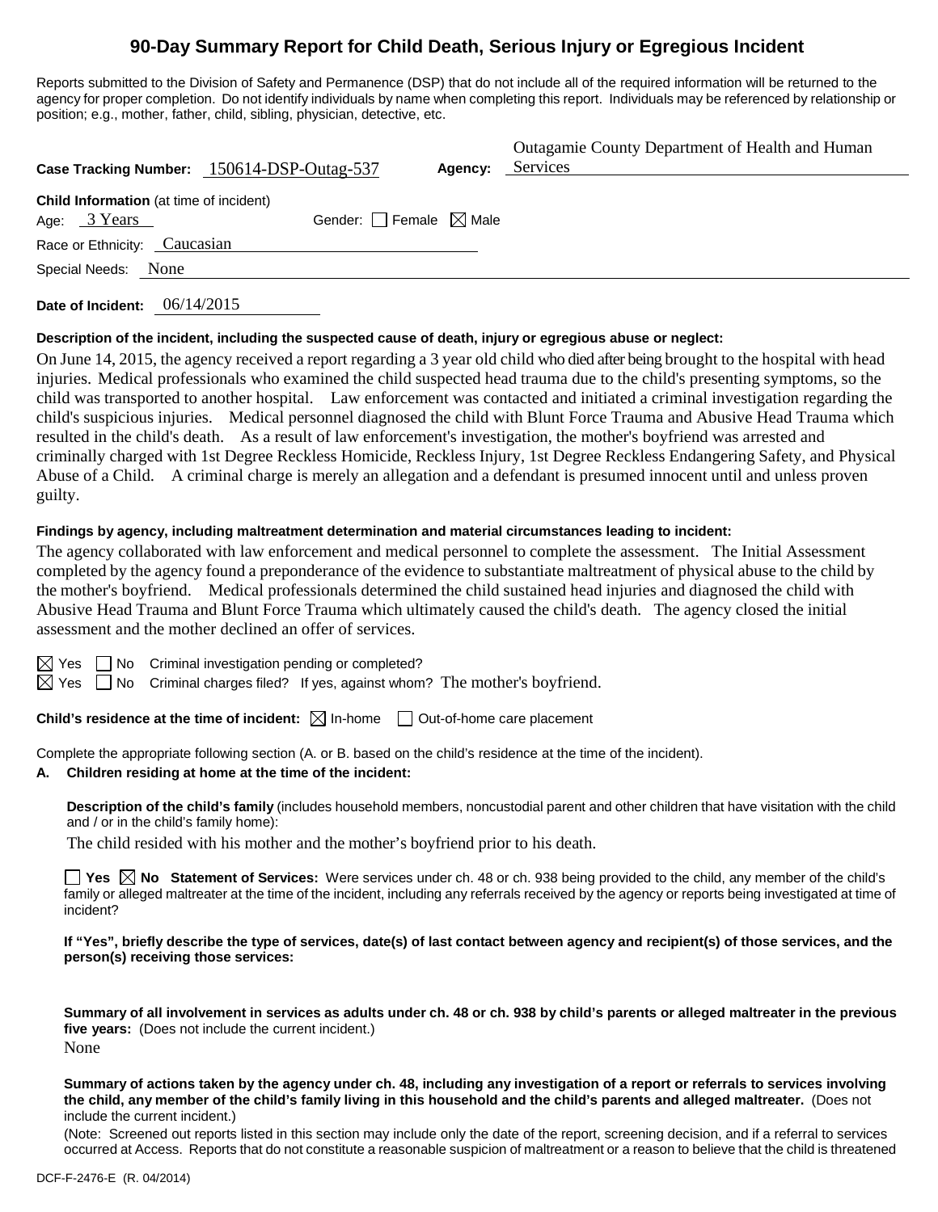# 90-Day Summary Report for Child Death, Serious Injury or Egregious Incident

Reports submitted to the Division of Safety and Permanence (DSP) that do not include all of the required information will be returned to the agency for proper completion. Do not identify individuals by name when completing this report. Individuals may be referenced by relationship or position; e.g., mother, father, child, sibling, physician, detective, etc.

**Case Tracking Number:** 150614-DSP-Outag-537 **Agency:** Outagamie County Department of Health and Human Services

**Child Information** (at time of incident)

Age: 3 Years Gender: ☐ Female ☒ Male

Race or Ethnicity: Caucasian

Special Needs: None

**Date of Incident:** 06/14/2015

**Description of the incident, including the suspected cause of death, injury or egregious abuse or neglect:**

On June 14, 2015, the agency received a report regarding a 3 year old child who died after being brought to the hospital with head injuries. Medical professionals who examined the child suspected head trauma due to the child's presenting symptoms, so the child was transported to another hospital. Law enforcement was contacted and initiated a criminal investigation regarding the child's suspicious injuries. Medical personnel diagnosed the child with Blunt Force Trauma and Abusive Head Trauma which resulted in the child's death. As a result of law enforcement's investigation, the mother's boyfriend was arrested and criminally charged with 1st Degree Reckless Homicide, Reckless Injury, 1st Degree Reckless Endangering Safety, and Physical Abuse of a Child. A criminal charge is merely an allegation and a defendant is presumed innocent until and unless proven guilty.

**Findings by agency, including maltreatment determination and material circumstances leading to incident:**

The agency collaborated with law enforcement and medical personnel to complete the assessment. The Initial Assessment completed by the agency found a preponderance of the evidence to substantiate maltreatment of physical abuse to the child by the mother's boyfriend. Medical professionals determined the child sustained head injuries and diagnosed the child with Abusive Head Trauma and Blunt Force Trauma which ultimately caused the child's death. The agency closed the initial assessment and the mother declined an offer of services.

☒ Yes ☐ No Criminal investigation pending or completed?

☒ Yes ☐ No Criminal charges filed? If yes, against whom? The mother's boyfriend.

**Child's residence at the time of incident:** ☒ In-home ☐ Out-of-home care placement

Complete the appropriate following section (A. or B. based on the child's residence at the time of the incident).

**A. Children residing at home at the time of the incident:**

**Description of the child's family** (includes household members, noncustodial parent and other children that have visitation with the child and / or in the child's family home):

The child resided with his mother and the mother's boyfriend prior to his death.

☐ **Yes** ☒ **No Statement of Services:** Were services under ch. 48 or ch. 938 being provided to the child, any member of the child's family or alleged maltreater at the time of the incident, including any referrals received by the agency or reports being investigated at time of incident?

**If "Yes", briefly describe the type of services, date(s) of last contact between agency and recipient(s) of those services, and the person(s) receiving those services:**

**Summary of all involvement in services as adults under ch. 48 or ch. 938 by child's parents or alleged maltreater in the previous five years:** (Does not include the current incident.)

None

**Summary of actions taken by the agency under ch. 48, including any investigation of a report or referrals to services involving the child, any member of the child's family living in this household and the child's parents and alleged maltreater.** (Does not include the current incident.)

(Note: Screened out reports listed in this section may include only the date of the report, screening decision, and if a referral to services occurred at Access. Reports that do not constitute a reasonable suspicion of maltreatment or a reason to believe that the child is threatened

DCF-F-2476-E (R. 04/2014)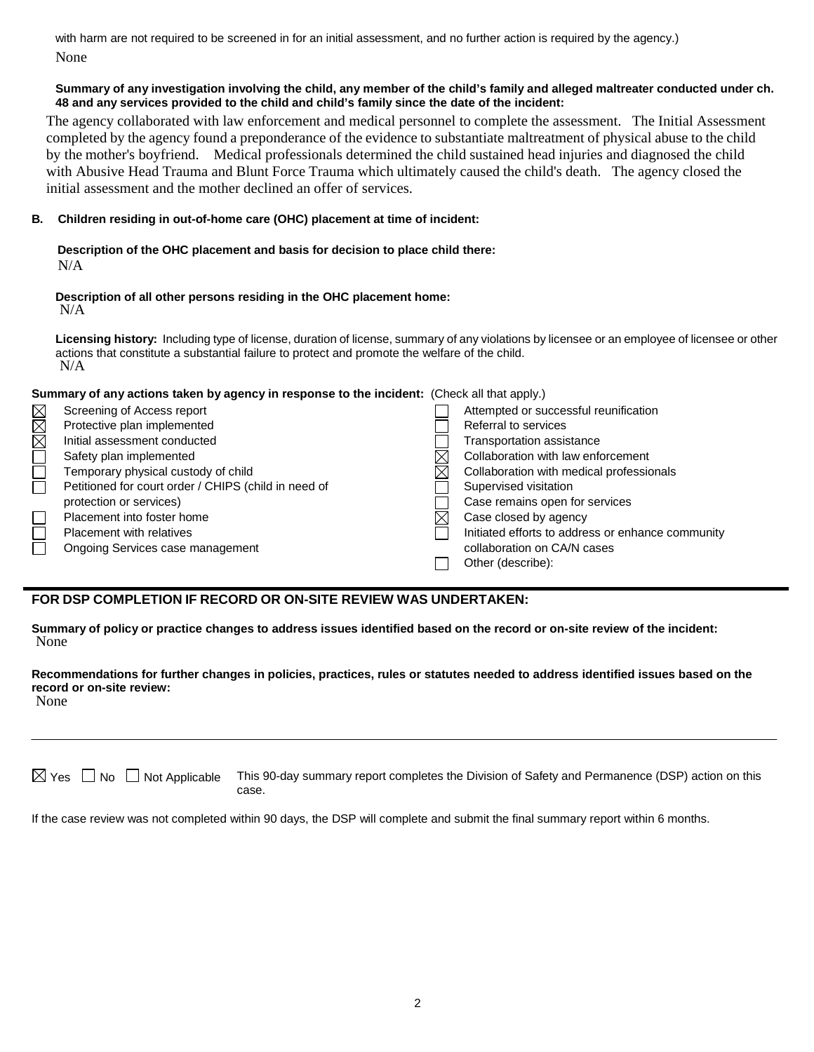with harm are not required to be screened in for an initial assessment, and no further action is required by the agency.)

None

**Summary of any investigation involving the child, any member of the child's family and alleged maltreater conducted under ch. 48 and any services provided to the child and child's family since the date of the incident:**

The agency collaborated with law enforcement and medical personnel to complete the assessment. The Initial Assessment completed by the agency found a preponderance of the evidence to substantiate maltreatment of physical abuse to the child by the mother's boyfriend. Medical professionals determined the child sustained head injuries and diagnosed the child with Abusive Head Trauma and Blunt Force Trauma which ultimately caused the child's death. The agency closed the initial assessment and the mother declined an offer of services.

**B. Children residing in out-of-home care (OHC) placement at time of incident:**

**Description of the OHC placement and basis for decision to place child there:**
N/A

**Description of all other persons residing in the OHC placement home:**
N/A

**Licensing history:** Including type of license, duration of license, summary of any violations by licensee or an employee of licensee or other actions that constitute a substantial failure to protect and promote the welfare of the child.
N/A

**Summary of any actions taken by agency in response to the incident:** (Check all that apply.)

- [x] Screening of Access report
- [x] Protective plan implemented
- [x] Initial assessment conducted
- [ ] Safety plan implemented
- [ ] Temporary physical custody of child
- [ ] Petitioned for court order / CHIPS (child in need of protection or services)
- [ ] Placement into foster home
- [ ] Placement with relatives
- [ ] Ongoing Services case management
- [ ] Attempted or successful reunification
- [ ] Referral to services
- [ ] Transportation assistance
- [x] Collaboration with law enforcement
- [x] Collaboration with medical professionals
- [ ] Supervised visitation
- [ ] Case remains open for services
- [x] Case closed by agency
- [ ] Initiated efforts to address or enhance community collaboration on CA/N cases
- [ ] Other (describe):

---

## FOR DSP COMPLETION IF RECORD OR ON-SITE REVIEW WAS UNDERTAKEN:

**Summary of policy or practice changes to address issues identified based on the record or on-site review of the incident:**
None

**Recommendations for further changes in policies, practices, rules or statutes needed to address identified issues based on the record or on-site review:**
None

---

☒ Yes ☐ No ☐ Not Applicable This 90-day summary report completes the Division of Safety and Permanence (DSP) action on this case.

If the case review was not completed within 90 days, the DSP will complete and submit the final summary report within 6 months.